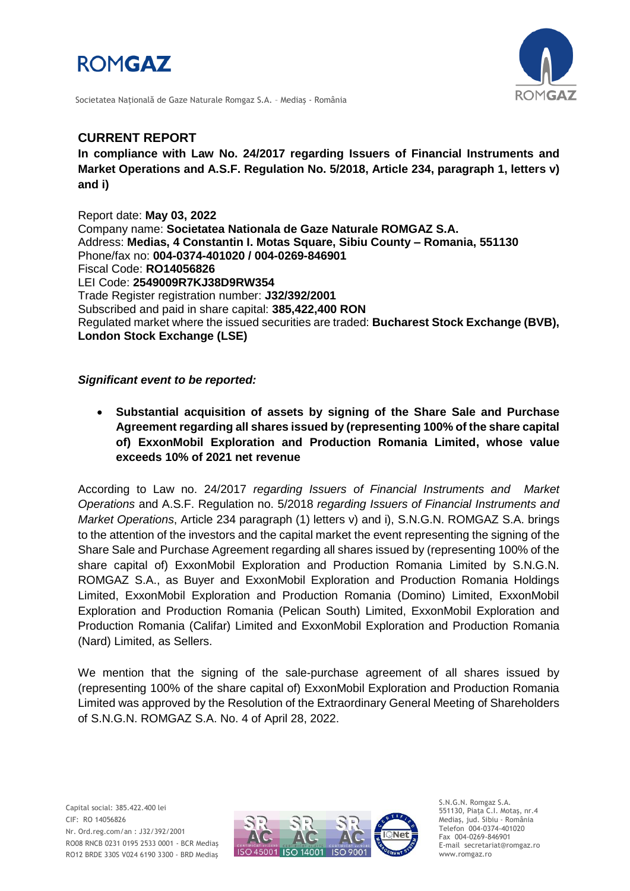## CURRENT REPORT

**In compliance with Law No. 24/2017 regarding Issuers of Financial Instruments and Market Operations and A.S.F. Regulation No. 5/2018, Article 234, paragraph 1, letters v) and i)**

Report date: **May 03, 2022**
Company name: **Societatea Nationala de Gaze Naturale ROMGAZ S.A.**
Address: **Medias, 4 Constantin I. Motas Square, Sibiu County – Romania, 551130**
Phone/fax no: **004-0374-401020 / 004-0269-846901**
Fiscal Code: **RO14056826**
LEI Code: **2549009R7KJ38D9RW354**
Trade Register registration number: **J32/392/2001**
Subscribed and paid in share capital: **385,422,400 RON**
Regulated market where the issued securities are traded: **Bucharest Stock Exchange (BVB), London Stock Exchange (LSE)**

***Significant event to be reported:***

- **Substantial acquisition of assets by signing of the Share Sale and Purchase Agreement regarding all shares issued by (representing 100% of the share capital of) ExxonMobil Exploration and Production Romania Limited, whose value exceeds 10% of 2021 net revenue**

According to Law no. 24/2017 *regarding Issuers of Financial Instruments and Market Operations* and A.S.F. Regulation no. 5/2018 *regarding Issuers of Financial Instruments and Market Operations*, Article 234 paragraph (1) letters v) and i), S.N.G.N. ROMGAZ S.A. brings to the attention of the investors and the capital market the event representing the signing of the Share Sale and Purchase Agreement regarding all shares issued by (representing 100% of the share capital of) ExxonMobil Exploration and Production Romania Limited by S.N.G.N. ROMGAZ S.A., as Buyer and ExxonMobil Exploration and Production Romania Holdings Limited, ExxonMobil Exploration and Production Romania (Domino) Limited, ExxonMobil Exploration and Production Romania (Pelican South) Limited, ExxonMobil Exploration and Production Romania (Califar) Limited and ExxonMobil Exploration and Production Romania (Nard) Limited, as Sellers.

We mention that the signing of the sale-purchase agreement of all shares issued by (representing 100% of the share capital of) ExxonMobil Exploration and Production Romania Limited was approved by the Resolution of the Extraordinary General Meeting of Shareholders of S.N.G.N. ROMGAZ S.A. No. 4 of April 28, 2022.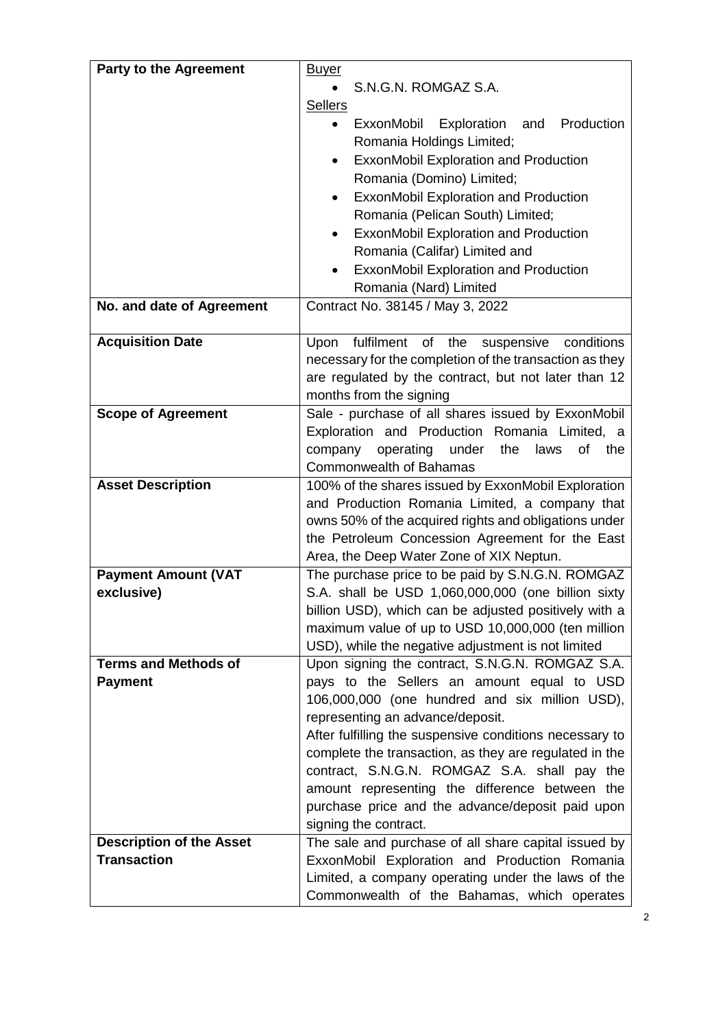| Party to the Agreement | Buyer<br>• S.N.G.N. ROMGAZ S.A.<br>Sellers<br>• ExxonMobil Exploration and Production Romania Holdings Limited;<br>• ExxonMobil Exploration and Production Romania (Domino) Limited;<br>• ExxonMobil Exploration and Production Romania (Pelican South) Limited;<br>• ExxonMobil Exploration and Production Romania (Califar) Limited and<br>• ExxonMobil Exploration and Production Romania (Nard) Limited |
|---|---|
| **No. and date of Agreement** | Contract No. 38145 / May 3, 2022 |
| **Acquisition Date** | Upon fulfilment of the suspensive conditions necessary for the completion of the transaction as they are regulated by the contract, but not later than 12 months from the signing |
| **Scope of Agreement** | Sale - purchase of all shares issued by ExxonMobil Exploration and Production Romania Limited, a company operating under the laws of the Commonwealth of Bahamas |
| **Asset Description** | 100% of the shares issued by ExxonMobil Exploration and Production Romania Limited, a company that owns 50% of the acquired rights and obligations under the Petroleum Concession Agreement for the East Area, the Deep Water Zone of XIX Neptun. |
| **Payment Amount (VAT exclusive)** | The purchase price to be paid by S.N.G.N. ROMGAZ S.A. shall be USD 1,060,000,000 (one billion sixty billion USD), which can be adjusted positively with a maximum value of up to USD 10,000,000 (ten million USD), while the negative adjustment is not limited |
| **Terms and Methods of Payment** | Upon signing the contract, S.N.G.N. ROMGAZ S.A. pays to the Sellers an amount equal to USD 106,000,000 (one hundred and six million USD), representing an advance/deposit.<br>After fulfilling the suspensive conditions necessary to complete the transaction, as they are regulated in the contract, S.N.G.N. ROMGAZ S.A. shall pay the amount representing the difference between the purchase price and the advance/deposit paid upon signing the contract. |
| **Description of the Asset Transaction** | The sale and purchase of all share capital issued by ExxonMobil Exploration and Production Romania Limited, a company operating under the laws of the Commonwealth of the Bahamas, which operates |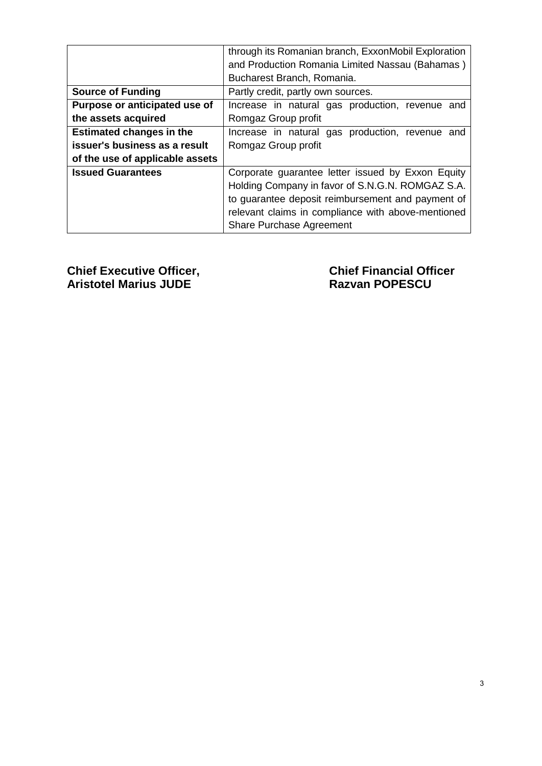| | |
|---|---|
| | through its Romanian branch, ExxonMobil Exploration and Production Romania Limited Nassau (Bahamas ) Bucharest Branch, Romania. |
| **Source of Funding** | Partly credit, partly own sources. |
| **Purpose or anticipated use of the assets acquired** | Increase in natural gas production, revenue and Romgaz Group profit |
| **Estimated changes in the issuer's business as a result of the use of applicable assets** | Increase in natural gas production, revenue and Romgaz Group profit |
| **Issued Guarantees** | Corporate guarantee letter issued by Exxon Equity Holding Company in favor of S.N.G.N. ROMGAZ S.A. to guarantee deposit reimbursement and payment of relevant claims in compliance with above-mentioned Share Purchase Agreement |

**Chief Executive Officer,**
**Aristotel Marius JUDE**

**Chief Financial Officer**
**Razvan POPESCU**